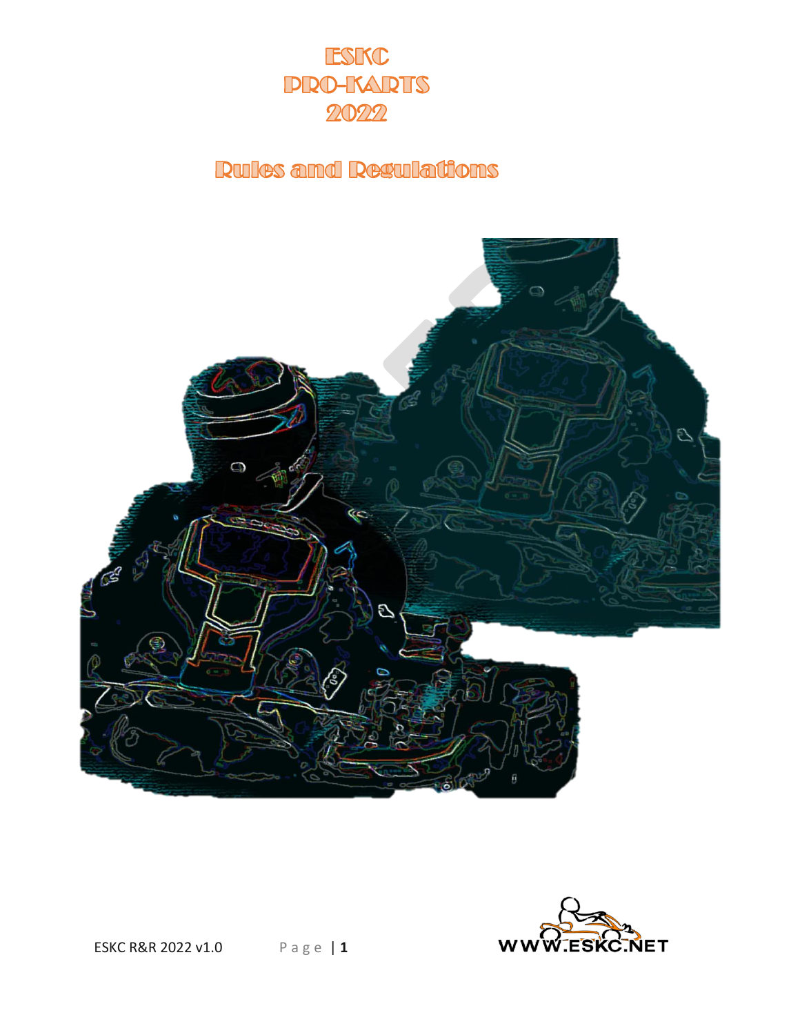# ESKC
# PRO-KARTS
# 2022

## Rules and Regulations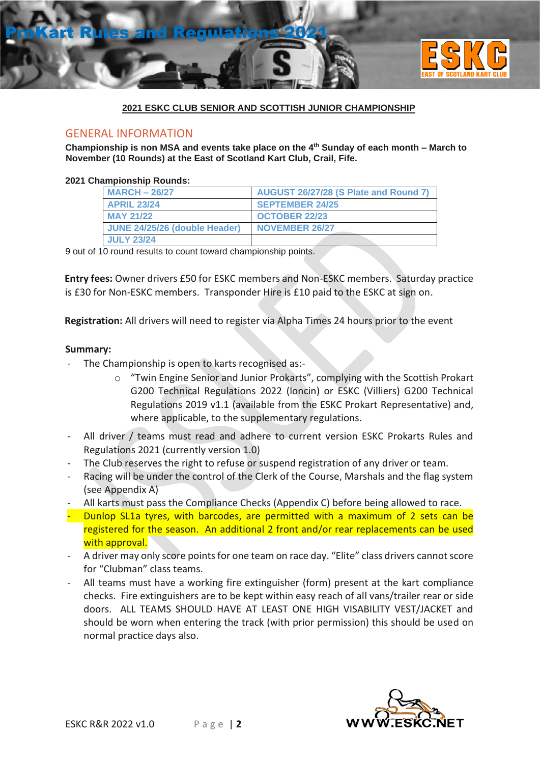**2021 ESKC CLUB SENIOR AND SCOTTISH JUNIOR CHAMPIONSHIP**

## GENERAL INFORMATION

**Championship is non MSA and events take place on the 4th Sunday of each month – March to November (10 Rounds) at the East of Scotland Kart Club, Crail, Fife.**

**2021 Championship Rounds:**

| MARCH – 26/27 | AUGUST 26/27/28 (S Plate and Round 7) |
|---|---|
| APRIL 23/24 | SEPTEMBER 24/25 |
| MAY 21/22 | OCTOBER 22/23 |
| JUNE 24/25/26 (double Header) | NOVEMBER 26/27 |
| JULY 23/24 | |

9 out of 10 round results to count toward championship points.

**Entry fees:** Owner drivers £50 for ESKC members and Non-ESKC members. Saturday practice is £30 for Non-ESKC members. Transponder Hire is £10 paid to the ESKC at sign on.

**Registration:** All drivers will need to register via Alpha Times 24 hours prior to the event

**Summary:**

- The Championship is open to karts recognised as:-
  - "Twin Engine Senior and Junior Prokarts", complying with the Scottish Prokart G200 Technical Regulations 2022 (loncin) or ESKC (Villiers) G200 Technical Regulations 2019 v1.1 (available from the ESKC Prokart Representative) and, where applicable, to the supplementary regulations.
- All driver / teams must read and adhere to current version ESKC Prokarts Rules and Regulations 2021 (currently version 1.0)
- The Club reserves the right to refuse or suspend registration of any driver or team.
- Racing will be under the control of the Clerk of the Course, Marshals and the flag system (see Appendix A)
- All karts must pass the Compliance Checks (Appendix C) before being allowed to race.
- Dunlop SL1a tyres, with barcodes, are permitted with a maximum of 2 sets can be registered for the season. An additional 2 front and/or rear replacements can be used with approval.
- A driver may only score points for one team on race day. "Elite" class drivers cannot score for "Clubman" class teams.
- All teams must have a working fire extinguisher (form) present at the kart compliance checks. Fire extinguishers are to be kept within easy reach of all vans/trailer rear or side doors. ALL TEAMS SHOULD HAVE AT LEAST ONE HIGH VISABILITY VEST/JACKET and should be worn when entering the track (with prior permission) this should be used on normal practice days also.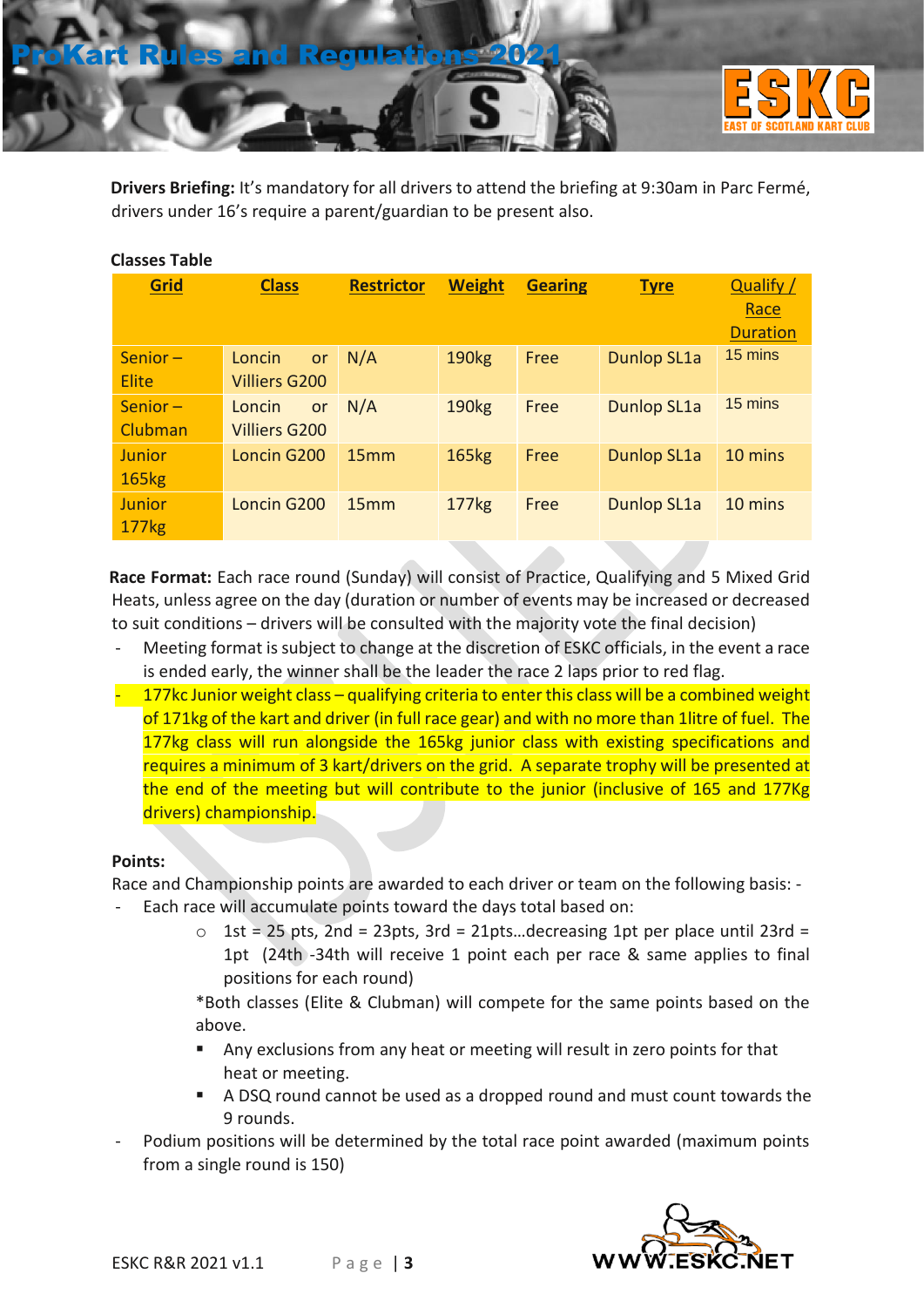**Drivers Briefing:** It's mandatory for all drivers to attend the briefing at 9:30am in Parc Fermé, drivers under 16's require a parent/guardian to be present also.

**Classes Table**

| Grid | Class | Restrictor | Weight | Gearing | Tyre | Qualify / Race Duration |
|---|---|---|---|---|---|---|
| Senior – Elite | Loncin or Villiers G200 | N/A | 190kg | Free | Dunlop SL1a | 15 mins |
| Senior – Clubman | Loncin or Villiers G200 | N/A | 190kg | Free | Dunlop SL1a | 15 mins |
| Junior 165kg | Loncin G200 | 15mm | 165kg | Free | Dunlop SL1a | 10 mins |
| Junior 177kg | Loncin G200 | 15mm | 177kg | Free | Dunlop SL1a | 10 mins |

**Race Format:** Each race round (Sunday) will consist of Practice, Qualifying and 5 Mixed Grid Heats, unless agree on the day (duration or number of events may be increased or decreased to suit conditions – drivers will be consulted with the majority vote the final decision)

- Meeting format is subject to change at the discretion of ESKC officials, in the event a race is ended early, the winner shall be the leader the race 2 laps prior to red flag.
- 177kc Junior weight class – qualifying criteria to enter this class will be a combined weight of 171kg of the kart and driver (in full race gear) and with no more than 1litre of fuel. The 177kg class will run alongside the 165kg junior class with existing specifications and requires a minimum of 3 kart/drivers on the grid. A separate trophy will be presented at the end of the meeting but will contribute to the junior (inclusive of 165 and 177Kg drivers) championship.

**Points:**

Race and Championship points are awarded to each driver or team on the following basis: -

- Each race will accumulate points toward the days total based on:
  - 1st = 25 pts, 2nd = 23pts, 3rd = 21pts…decreasing 1pt per place until 23rd = 1pt (24th -34th will receive 1 point each per race & same applies to final positions for each round)

  *Both classes (Elite & Clubman) will compete for the same points based on the above.

    - Any exclusions from any heat or meeting will result in zero points for that heat or meeting.
    - A DSQ round cannot be used as a dropped round and must count towards the 9 rounds.
- Podium positions will be determined by the total race point awarded (maximum points from a single round is 150)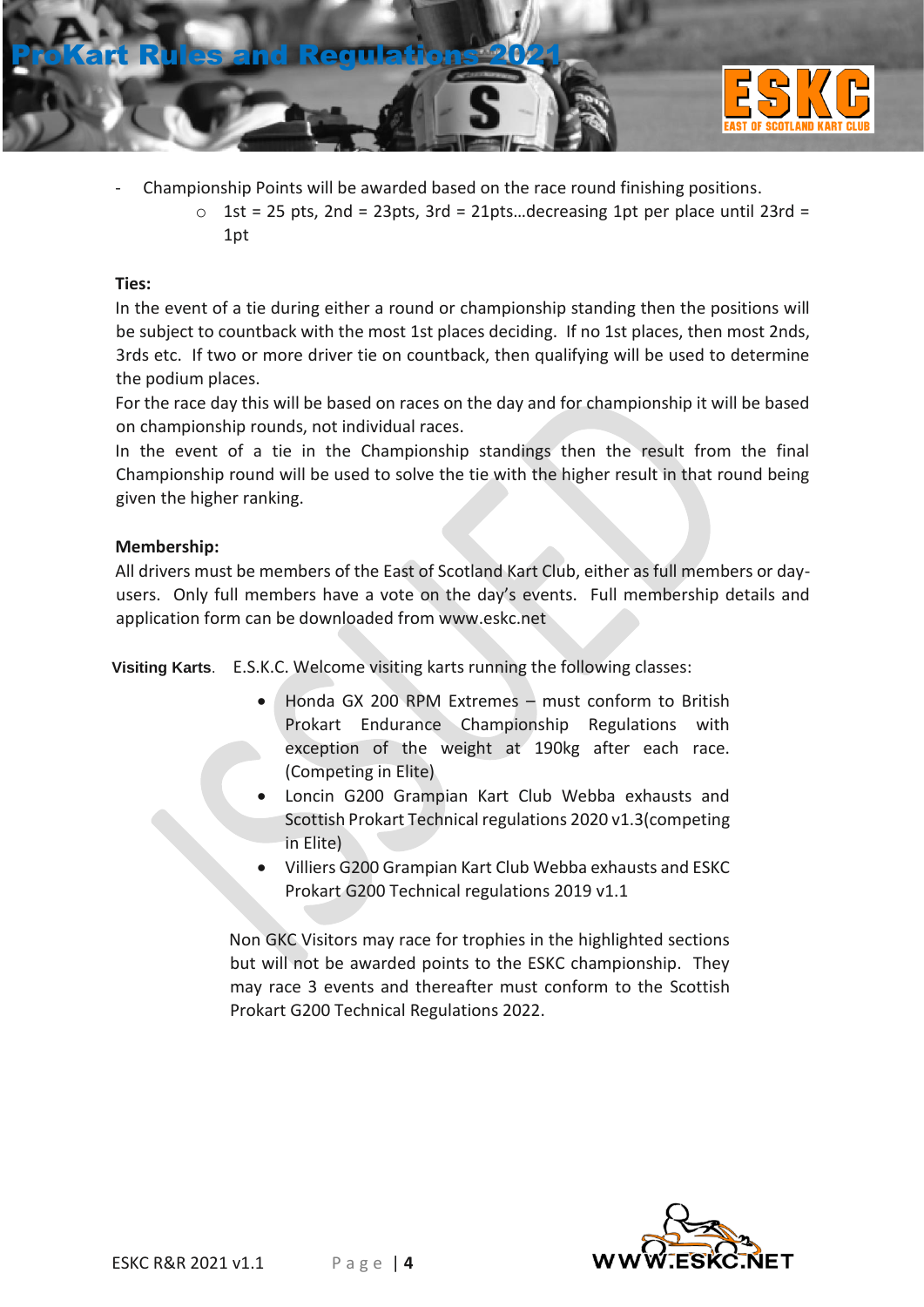- Championship Points will be awarded based on the race round finishing positions.
  - 1st = 25 pts, 2nd = 23pts, 3rd = 21pts…decreasing 1pt per place until 23rd = 1pt

**Ties:**

In the event of a tie during either a round or championship standing then the positions will be subject to countback with the most 1st places deciding. If no 1st places, then most 2nds, 3rds etc. If two or more driver tie on countback, then qualifying will be used to determine the podium places.

For the race day this will be based on races on the day and for championship it will be based on championship rounds, not individual races.

In the event of a tie in the Championship standings then the result from the final Championship round will be used to solve the tie with the higher result in that round being given the higher ranking.

**Membership:**

All drivers must be members of the East of Scotland Kart Club, either as full members or day-users. Only full members have a vote on the day's events. Full membership details and application form can be downloaded from www.eskc.net

**Visiting Karts**. E.S.K.C. Welcome visiting karts running the following classes:

- Honda GX 200 RPM Extremes – must conform to British Prokart Endurance Championship Regulations with exception of the weight at 190kg after each race. (Competing in Elite)
- Loncin G200 Grampian Kart Club Webba exhausts and Scottish Prokart Technical regulations 2020 v1.3(competing in Elite)
- Villiers G200 Grampian Kart Club Webba exhausts and ESKC Prokart G200 Technical regulations 2019 v1.1

Non GKC Visitors may race for trophies in the highlighted sections but will not be awarded points to the ESKC championship. They may race 3 events and thereafter must conform to the Scottish Prokart G200 Technical Regulations 2022.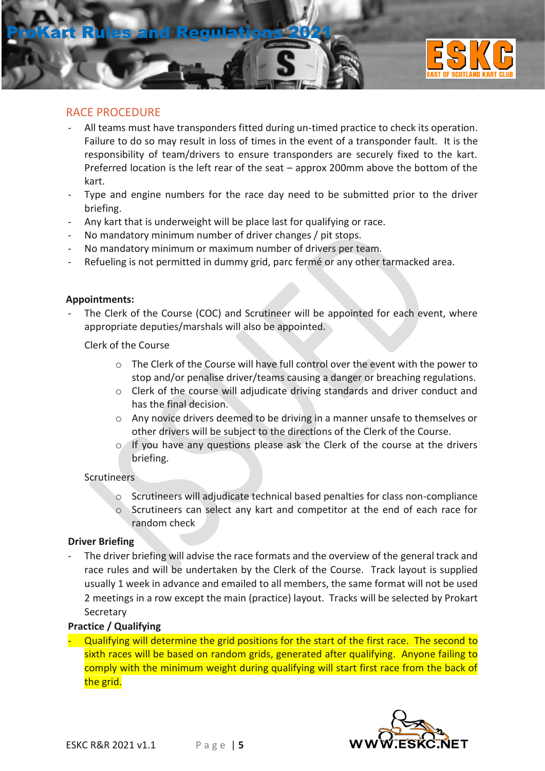## RACE PROCEDURE

- All teams must have transponders fitted during un-timed practice to check its operation. Failure to do so may result in loss of times in the event of a transponder fault. It is the responsibility of team/drivers to ensure transponders are securely fixed to the kart. Preferred location is the left rear of the seat – approx 200mm above the bottom of the kart.
- Type and engine numbers for the race day need to be submitted prior to the driver briefing.
- Any kart that is underweight will be place last for qualifying or race.
- No mandatory minimum number of driver changes / pit stops.
- No mandatory minimum or maximum number of drivers per team.
- Refueling is not permitted in dummy grid, parc fermé or any other tarmacked area.

**Appointments:**

- The Clerk of the Course (COC) and Scrutineer will be appointed for each event, where appropriate deputies/marshals will also be appointed.

  Clerk of the Course

  - The Clerk of the Course will have full control over the event with the power to stop and/or penalise driver/teams causing a danger or breaching regulations.
  - Clerk of the course will adjudicate driving standards and driver conduct and has the final decision.
  - Any novice drivers deemed to be driving in a manner unsafe to themselves or other drivers will be subject to the directions of the Clerk of the Course.
  - If you have any questions please ask the Clerk of the course at the drivers briefing.

  Scrutineers

  - Scrutineers will adjudicate technical based penalties for class non-compliance
  - Scrutineers can select any kart and competitor at the end of each race for random check

**Driver Briefing**

- The driver briefing will advise the race formats and the overview of the general track and race rules and will be undertaken by the Clerk of the Course. Track layout is supplied usually 1 week in advance and emailed to all members, the same format will not be used 2 meetings in a row except the main (practice) layout. Tracks will be selected by Prokart Secretary

**Practice / Qualifying**

- Qualifying will determine the grid positions for the start of the first race. The second to sixth races will be based on random grids, generated after qualifying. Anyone failing to comply with the minimum weight during qualifying will start first race from the back of the grid.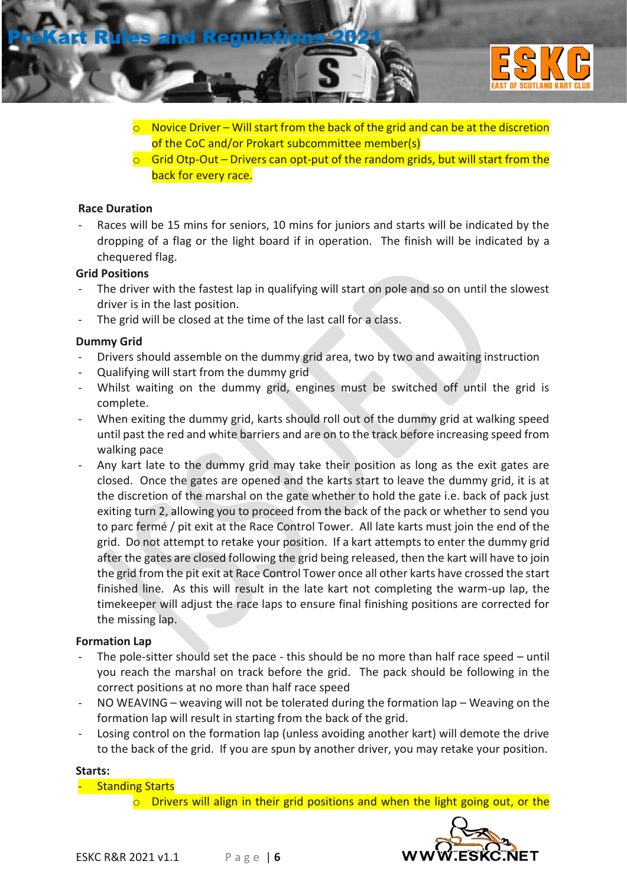- Novice Driver – Will start from the back of the grid and can be at the discretion of the CoC and/or Prokart subcommittee member(s)
- Grid Otp-Out – Drivers can opt-put of the random grids, but will start from the back for every race.

**Race Duration**

- Races will be 15 mins for seniors, 10 mins for juniors and starts will be indicated by the dropping of a flag or the light board if in operation. The finish will be indicated by a chequered flag.

**Grid Positions**

- The driver with the fastest lap in qualifying will start on pole and so on until the slowest driver is in the last position.
- The grid will be closed at the time of the last call for a class.

**Dummy Grid**

- Drivers should assemble on the dummy grid area, two by two and awaiting instruction
- Qualifying will start from the dummy grid
- Whilst waiting on the dummy grid, engines must be switched off until the grid is complete.
- When exiting the dummy grid, karts should roll out of the dummy grid at walking speed until past the red and white barriers and are on to the track before increasing speed from walking pace
- Any kart late to the dummy grid may take their position as long as the exit gates are closed. Once the gates are opened and the karts start to leave the dummy grid, it is at the discretion of the marshal on the gate whether to hold the gate i.e. back of pack just exiting turn 2, allowing you to proceed from the back of the pack or whether to send you to parc fermé / pit exit at the Race Control Tower. All late karts must join the end of the grid. Do not attempt to retake your position. If a kart attempts to enter the dummy grid after the gates are closed following the grid being released, then the kart will have to join the grid from the pit exit at Race Control Tower once all other karts have crossed the start finished line. As this will result in the late kart not completing the warm-up lap, the timekeeper will adjust the race laps to ensure final finishing positions are corrected for the missing lap.

**Formation Lap**

- The pole-sitter should set the pace - this should be no more than half race speed – until you reach the marshal on track before the grid. The pack should be following in the correct positions at no more than half race speed
- NO WEAVING – weaving will not be tolerated during the formation lap – Weaving on the formation lap will result in starting from the back of the grid.
- Losing control on the formation lap (unless avoiding another kart) will demote the drive to the back of the grid. If you are spun by another driver, you may retake your position.

**Starts:**

- Standing Starts
  - Drivers will align in their grid positions and when the light going out, or the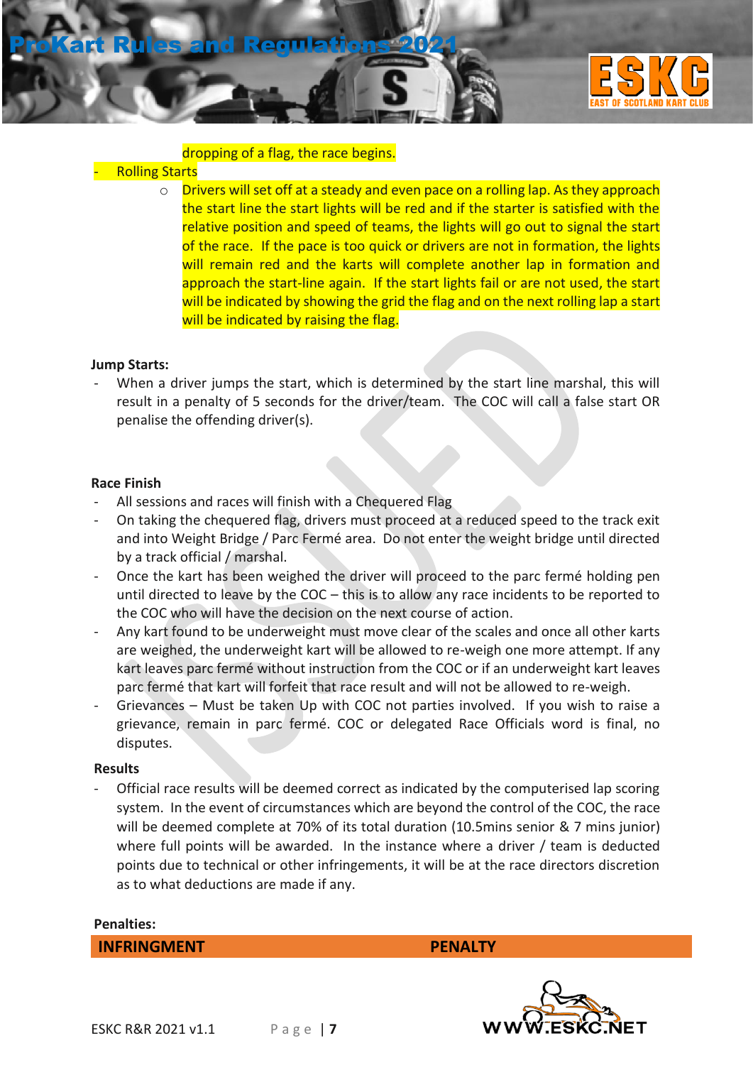dropping of a flag, the race begins.

- Rolling Starts
    - Drivers will set off at a steady and even pace on a rolling lap. As they approach the start line the start lights will be red and if the starter is satisfied with the relative position and speed of teams, the lights will go out to signal the start of the race. If the pace is too quick or drivers are not in formation, the lights will remain red and the karts will complete another lap in formation and approach the start-line again. If the start lights fail or are not used, the start will be indicated by showing the grid the flag and on the next rolling lap a start will be indicated by raising the flag.

**Jump Starts:**

- When a driver jumps the start, which is determined by the start line marshal, this will result in a penalty of 5 seconds for the driver/team. The COC will call a false start OR penalise the offending driver(s).

**Race Finish**

- All sessions and races will finish with a Chequered Flag
- On taking the chequered flag, drivers must proceed at a reduced speed to the track exit and into Weight Bridge / Parc Fermé area. Do not enter the weight bridge until directed by a track official / marshal.
- Once the kart has been weighed the driver will proceed to the parc fermé holding pen until directed to leave by the COC – this is to allow any race incidents to be reported to the COC who will have the decision on the next course of action.
- Any kart found to be underweight must move clear of the scales and once all other karts are weighed, the underweight kart will be allowed to re-weigh one more attempt. If any kart leaves parc fermé without instruction from the COC or if an underweight kart leaves parc fermé that kart will forfeit that race result and will not be allowed to re-weigh.
- Grievances – Must be taken Up with COC not parties involved. If you wish to raise a grievance, remain in parc fermé. COC or delegated Race Officials word is final, no disputes.

**Results**

- Official race results will be deemed correct as indicated by the computerised lap scoring system. In the event of circumstances which are beyond the control of the COC, the race will be deemed complete at 70% of its total duration (10.5mins senior & 7 mins junior) where full points will be awarded. In the instance where a driver / team is deducted points due to technical or other infringements, it will be at the race directors discretion as to what deductions are made if any.

**Penalties:**

| INFRINGMENT | PENALTY |
|---|---|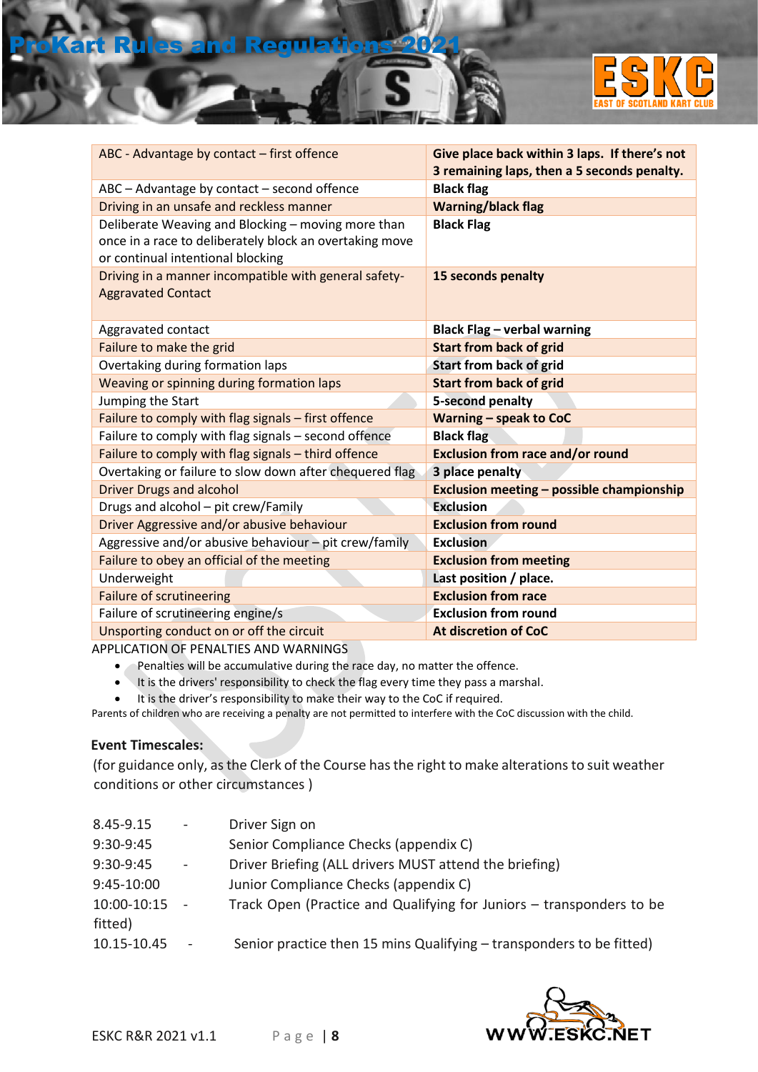| | |
|---|---|
| ABC - Advantage by contact – first offence | **Give place back within 3 laps. If there's not 3 remaining laps, then a 5 seconds penalty.** |
| ABC – Advantage by contact – second offence | **Black flag** |
| Driving in an unsafe and reckless manner | **Warning/black flag** |
| Deliberate Weaving and Blocking – moving more than once in a race to deliberately block an overtaking move or continual intentional blocking | **Black Flag** |
| Driving in a manner incompatible with general safety- Aggravated Contact | **15 seconds penalty** |
| Aggravated contact | **Black Flag – verbal warning** |
| Failure to make the grid | **Start from back of grid** |
| Overtaking during formation laps | **Start from back of grid** |
| Weaving or spinning during formation laps | **Start from back of grid** |
| Jumping the Start | **5-second penalty** |
| Failure to comply with flag signals – first offence | **Warning – speak to CoC** |
| Failure to comply with flag signals – second offence | **Black flag** |
| Failure to comply with flag signals – third offence | **Exclusion from race and/or round** |
| Overtaking or failure to slow down after chequered flag | **3 place penalty** |
| Driver Drugs and alcohol | **Exclusion meeting – possible championship** |
| Drugs and alcohol – pit crew/Family | **Exclusion** |
| Driver Aggressive and/or abusive behaviour | **Exclusion from round** |
| Aggressive and/or abusive behaviour – pit crew/family | **Exclusion** |
| Failure to obey an official of the meeting | **Exclusion from meeting** |
| Underweight | **Last position / place.** |
| Failure of scrutineering | **Exclusion from race** |
| Failure of scrutineering engine/s | **Exclusion from round** |
| Unsporting conduct on or off the circuit | **At discretion of CoC** |

APPLICATION OF PENALTIES AND WARNINGS

- Penalties will be accumulative during the race day, no matter the offence.
- It is the drivers' responsibility to check the flag every time they pass a marshal.
- It is the driver's responsibility to make their way to the CoC if required.

Parents of children who are receiving a penalty are not permitted to interfere with the CoC discussion with the child.

**Event Timescales:**

(for guidance only, as the Clerk of the Course has the right to make alterations to suit weather conditions or other circumstances )

8.45-9.15 - Driver Sign on
9:30-9:45 Senior Compliance Checks (appendix C)
9:30-9:45 - Driver Briefing (ALL drivers MUST attend the briefing)
9:45-10:00 Junior Compliance Checks (appendix C)
10:00-10:15 - Track Open (Practice and Qualifying for Juniors – transponders to be fitted)
10.15-10.45 - Senior practice then 15 mins Qualifying – transponders to be fitted)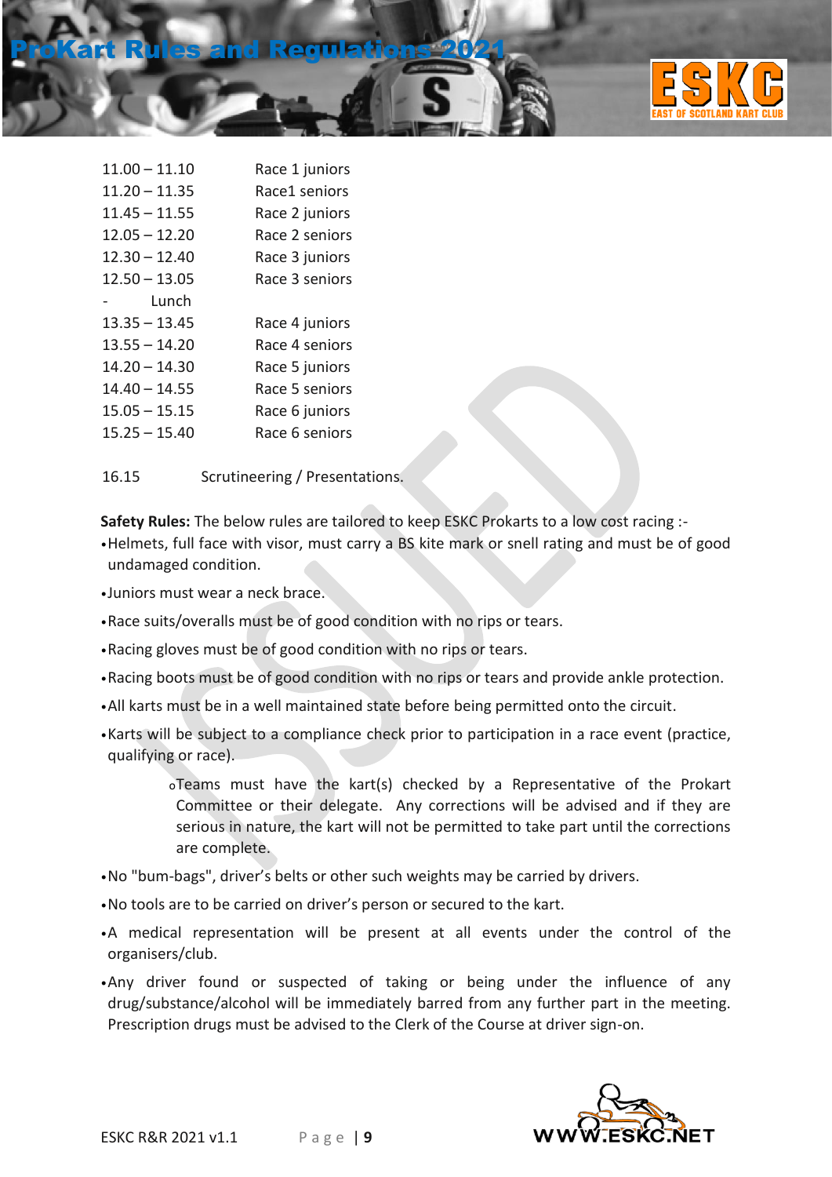| | |
|---|---|
| 11.00 – 11.10 | Race 1 juniors |
| 11.20 – 11.35 | Race1 seniors |
| 11.45 – 11.55 | Race 2 juniors |
| 12.05 – 12.20 | Race 2 seniors |
| 12.30 – 12.40 | Race 3 juniors |
| 12.50 – 13.05 | Race 3 seniors |
| - Lunch | |
| 13.35 – 13.45 | Race 4 juniors |
| 13.55 – 14.20 | Race 4 seniors |
| 14.20 – 14.30 | Race 5 juniors |
| 14.40 – 14.55 | Race 5 seniors |
| 15.05 – 15.15 | Race 6 juniors |
| 15.25 – 15.40 | Race 6 seniors |

16.15 Scrutineering / Presentations.

**Safety Rules:** The below rules are tailored to keep ESKC Prokarts to a low cost racing :-

- Helmets, full face with visor, must carry a BS kite mark or snell rating and must be of good undamaged condition.
- Juniors must wear a neck brace.
- Race suits/overalls must be of good condition with no rips or tears.
- Racing gloves must be of good condition with no rips or tears.
- Racing boots must be of good condition with no rips or tears and provide ankle protection.
- All karts must be in a well maintained state before being permitted onto the circuit.
- Karts will be subject to a compliance check prior to participation in a race event (practice, qualifying or race).
  - Teams must have the kart(s) checked by a Representative of the Prokart Committee or their delegate. Any corrections will be advised and if they are serious in nature, the kart will not be permitted to take part until the corrections are complete.
- No "bum-bags", driver's belts or other such weights may be carried by drivers.
- No tools are to be carried on driver's person or secured to the kart.
- A medical representation will be present at all events under the control of the organisers/club.
- Any driver found or suspected of taking or being under the influence of any drug/substance/alcohol will be immediately barred from any further part in the meeting. Prescription drugs must be advised to the Clerk of the Course at driver sign-on.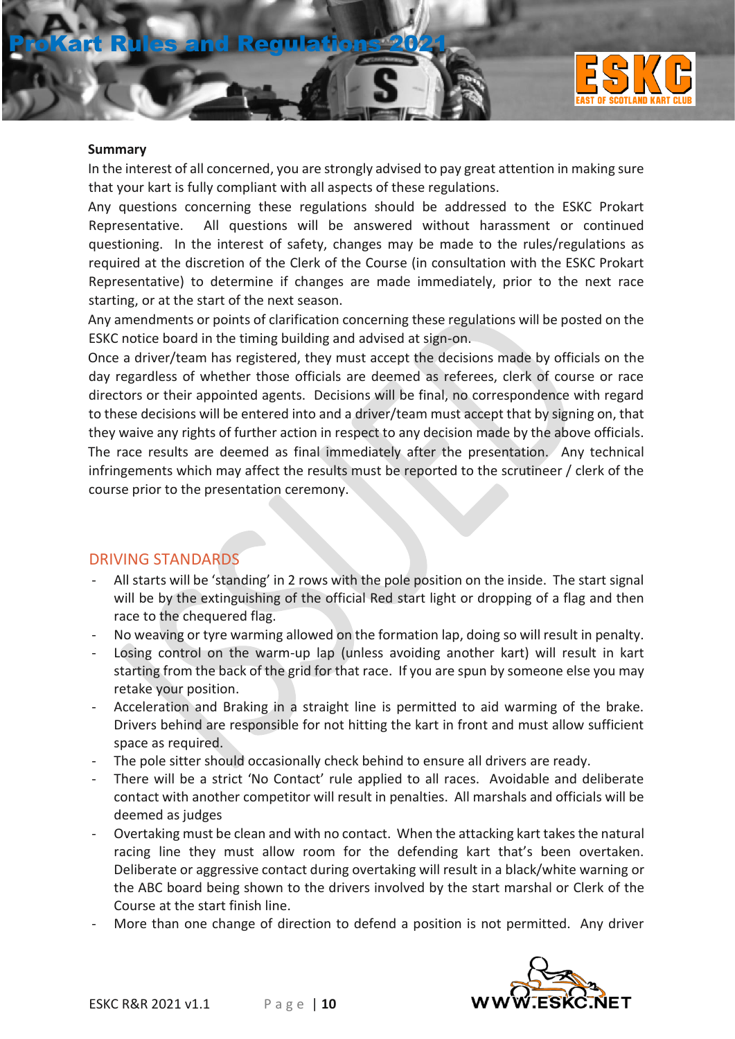**Summary**

In the interest of all concerned, you are strongly advised to pay great attention in making sure that your kart is fully compliant with all aspects of these regulations.

Any questions concerning these regulations should be addressed to the ESKC Prokart Representative. All questions will be answered without harassment or continued questioning. In the interest of safety, changes may be made to the rules/regulations as required at the discretion of the Clerk of the Course (in consultation with the ESKC Prokart Representative) to determine if changes are made immediately, prior to the next race starting, or at the start of the next season.

Any amendments or points of clarification concerning these regulations will be posted on the ESKC notice board in the timing building and advised at sign-on.

Once a driver/team has registered, they must accept the decisions made by officials on the day regardless of whether those officials are deemed as referees, clerk of course or race directors or their appointed agents. Decisions will be final, no correspondence with regard to these decisions will be entered into and a driver/team must accept that by signing on, that they waive any rights of further action in respect to any decision made by the above officials.

The race results are deemed as final immediately after the presentation. Any technical infringements which may affect the results must be reported to the scrutineer / clerk of the course prior to the presentation ceremony.

## DRIVING STANDARDS

- All starts will be 'standing' in 2 rows with the pole position on the inside. The start signal will be by the extinguishing of the official Red start light or dropping of a flag and then race to the chequered flag.
- No weaving or tyre warming allowed on the formation lap, doing so will result in penalty.
- Losing control on the warm-up lap (unless avoiding another kart) will result in kart starting from the back of the grid for that race. If you are spun by someone else you may retake your position.
- Acceleration and Braking in a straight line is permitted to aid warming of the brake. Drivers behind are responsible for not hitting the kart in front and must allow sufficient space as required.
- The pole sitter should occasionally check behind to ensure all drivers are ready.
- There will be a strict 'No Contact' rule applied to all races. Avoidable and deliberate contact with another competitor will result in penalties. All marshals and officials will be deemed as judges
- Overtaking must be clean and with no contact. When the attacking kart takes the natural racing line they must allow room for the defending kart that's been overtaken. Deliberate or aggressive contact during overtaking will result in a black/white warning or the ABC board being shown to the drivers involved by the start marshal or Clerk of the Course at the start finish line.
- More than one change of direction to defend a position is not permitted. Any driver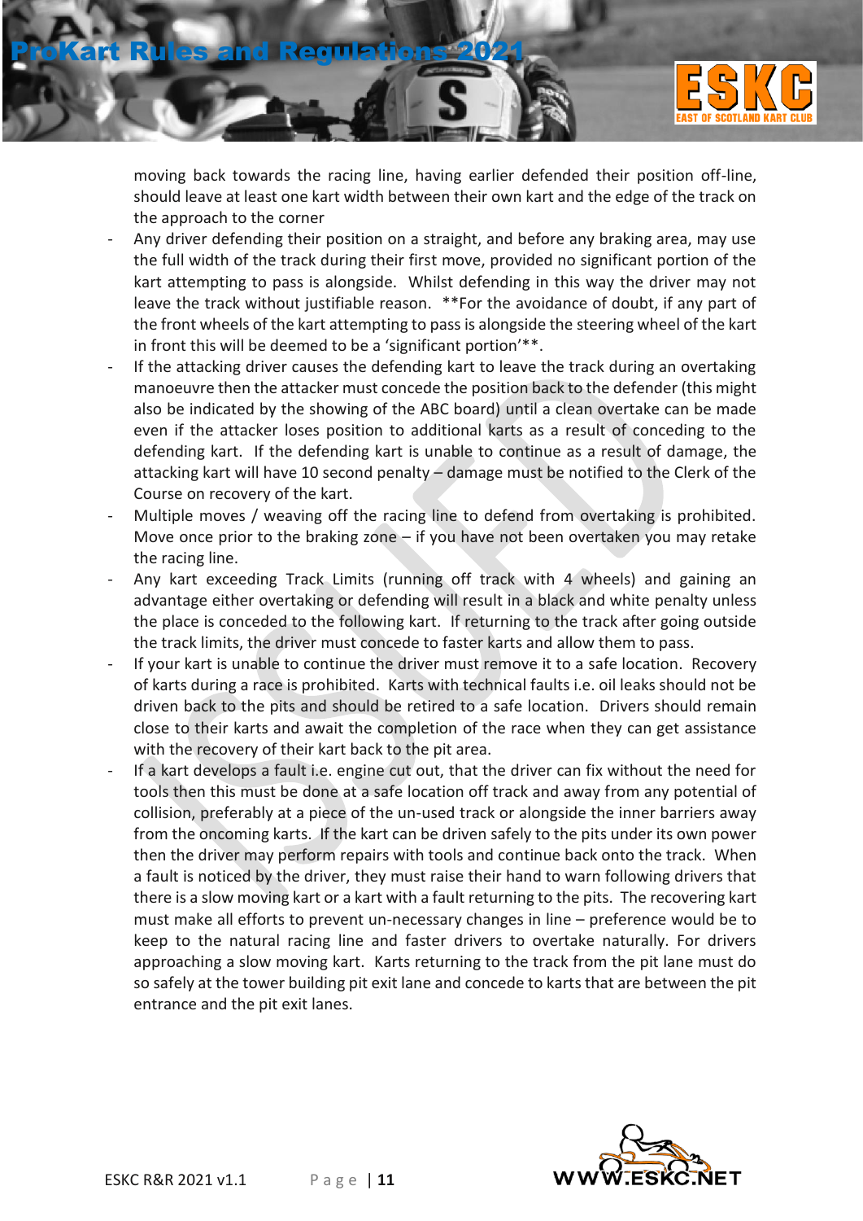moving back towards the racing line, having earlier defended their position off-line, should leave at least one kart width between their own kart and the edge of the track on the approach to the corner

- Any driver defending their position on a straight, and before any braking area, may use the full width of the track during their first move, provided no significant portion of the kart attempting to pass is alongside. Whilst defending in this way the driver may not leave the track without justifiable reason. **For the avoidance of doubt, if any part of the front wheels of the kart attempting to pass is alongside the steering wheel of the kart in front this will be deemed to be a 'significant portion'**.
- If the attacking driver causes the defending kart to leave the track during an overtaking manoeuvre then the attacker must concede the position back to the defender (this might also be indicated by the showing of the ABC board) until a clean overtake can be made even if the attacker loses position to additional karts as a result of conceding to the defending kart. If the defending kart is unable to continue as a result of damage, the attacking kart will have 10 second penalty – damage must be notified to the Clerk of the Course on recovery of the kart.
- Multiple moves / weaving off the racing line to defend from overtaking is prohibited. Move once prior to the braking zone – if you have not been overtaken you may retake the racing line.
- Any kart exceeding Track Limits (running off track with 4 wheels) and gaining an advantage either overtaking or defending will result in a black and white penalty unless the place is conceded to the following kart. If returning to the track after going outside the track limits, the driver must concede to faster karts and allow them to pass.
- If your kart is unable to continue the driver must remove it to a safe location. Recovery of karts during a race is prohibited. Karts with technical faults i.e. oil leaks should not be driven back to the pits and should be retired to a safe location. Drivers should remain close to their karts and await the completion of the race when they can get assistance with the recovery of their kart back to the pit area.
- If a kart develops a fault i.e. engine cut out, that the driver can fix without the need for tools then this must be done at a safe location off track and away from any potential of collision, preferably at a piece of the un-used track or alongside the inner barriers away from the oncoming karts. If the kart can be driven safely to the pits under its own power then the driver may perform repairs with tools and continue back onto the track. When a fault is noticed by the driver, they must raise their hand to warn following drivers that there is a slow moving kart or a kart with a fault returning to the pits. The recovering kart must make all efforts to prevent un-necessary changes in line – preference would be to keep to the natural racing line and faster drivers to overtake naturally. For drivers approaching a slow moving kart. Karts returning to the track from the pit lane must do so safely at the tower building pit exit lane and concede to karts that are between the pit entrance and the pit exit lanes.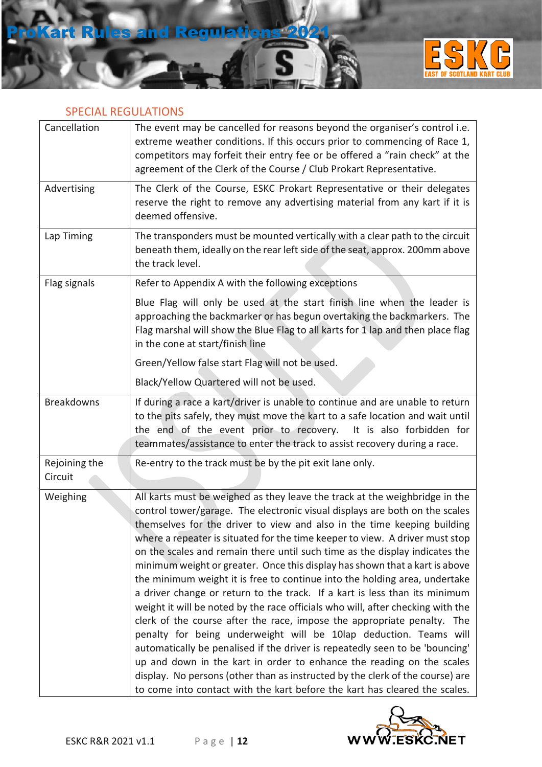## SPECIAL REGULATIONS

| | |
|---|---|
| Cancellation | The event may be cancelled for reasons beyond the organiser's control i.e. extreme weather conditions. If this occurs prior to commencing of Race 1, competitors may forfeit their entry fee or be offered a "rain check" at the agreement of the Clerk of the Course / Club Prokart Representative. |
| Advertising | The Clerk of the Course, ESKC Prokart Representative or their delegates reserve the right to remove any advertising material from any kart if it is deemed offensive. |
| Lap Timing | The transponders must be mounted vertically with a clear path to the circuit beneath them, ideally on the rear left side of the seat, approx. 200mm above the track level. |
| Flag signals | Refer to Appendix A with the following exceptions<br><br>Blue Flag will only be used at the start finish line when the leader is approaching the backmarker or has begun overtaking the backmarkers. The Flag marshal will show the Blue Flag to all karts for 1 lap and then place flag in the cone at start/finish line<br><br>Green/Yellow false start Flag will not be used.<br><br>Black/Yellow Quartered will not be used. |
| Breakdowns | If during a race a kart/driver is unable to continue and are unable to return to the pits safely, they must move the kart to a safe location and wait until the end of the event prior to recovery. It is also forbidden for teammates/assistance to enter the track to assist recovery during a race. |
| Rejoining the Circuit | Re-entry to the track must be by the pit exit lane only. |
| Weighing | All karts must be weighed as they leave the track at the weighbridge in the control tower/garage. The electronic visual displays are both on the scales themselves for the driver to view and also in the time keeping building where a repeater is situated for the time keeper to view. A driver must stop on the scales and remain there until such time as the display indicates the minimum weight or greater. Once this display has shown that a kart is above the minimum weight it is free to continue into the holding area, undertake a driver change or return to the track. If a kart is less than its minimum weight it will be noted by the race officials who will, after checking with the clerk of the course after the race, impose the appropriate penalty. The penalty for being underweight will be 10lap deduction. Teams will automatically be penalised if the driver is repeatedly seen to be 'bouncing' up and down in the kart in order to enhance the reading on the scales display. No persons (other than as instructed by the clerk of the course) are to come into contact with the kart before the kart has cleared the scales. |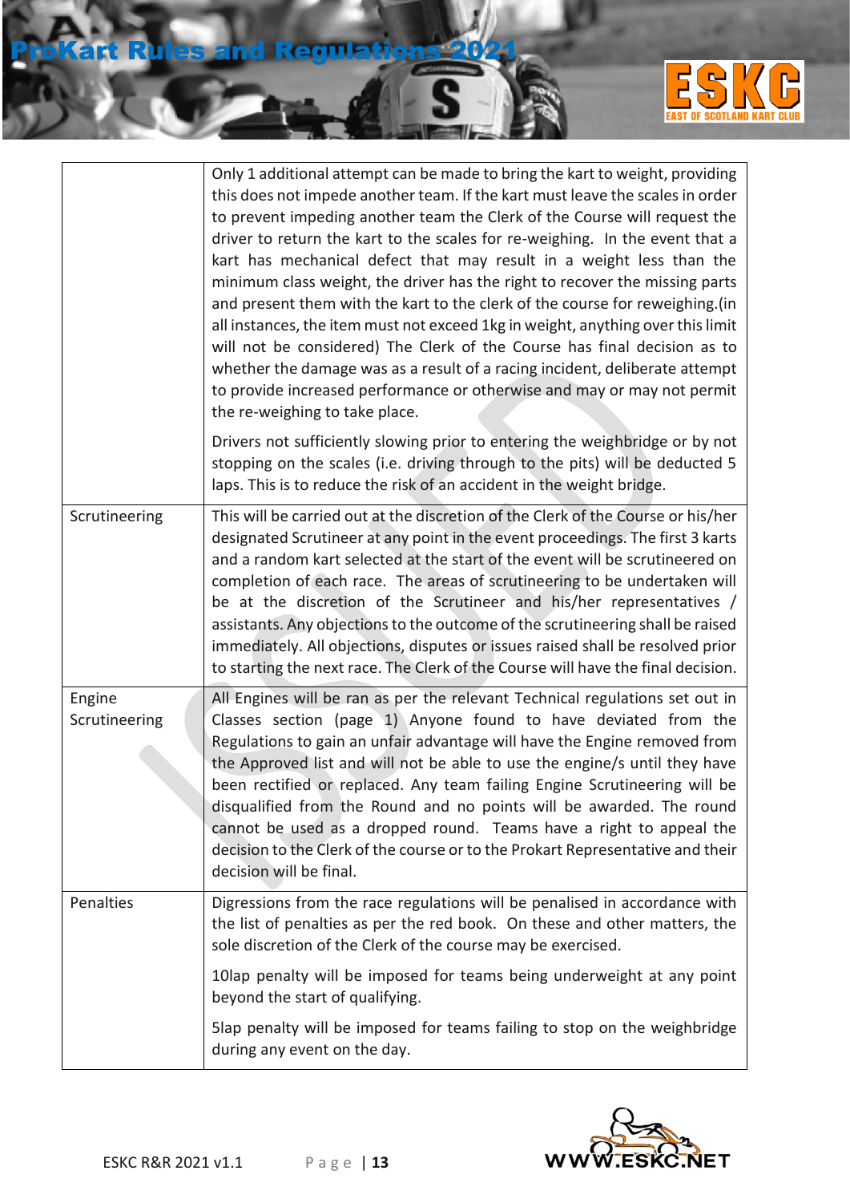| | |
|---|---|
| | Only 1 additional attempt can be made to bring the kart to weight, providing this does not impede another team. If the kart must leave the scales in order to prevent impeding another team the Clerk of the Course will request the driver to return the kart to the scales for re-weighing. In the event that a kart has mechanical defect that may result in a weight less than the minimum class weight, the driver has the right to recover the missing parts and present them with the kart to the clerk of the course for reweighing.(in all instances, the item must not exceed 1kg in weight, anything over this limit will not be considered) The Clerk of the Course has final decision as to whether the damage was as a result of a racing incident, deliberate attempt to provide increased performance or otherwise and may or may not permit the re-weighing to take place.<br><br>Drivers not sufficiently slowing prior to entering the weighbridge or by not stopping on the scales (i.e. driving through to the pits) will be deducted 5 laps. This is to reduce the risk of an accident in the weight bridge. |
| Scrutineering | This will be carried out at the discretion of the Clerk of the Course or his/her designated Scrutineer at any point in the event proceedings. The first 3 karts and a random kart selected at the start of the event will be scrutineered on completion of each race. The areas of scrutineering to be undertaken will be at the discretion of the Scrutineer and his/her representatives / assistants. Any objections to the outcome of the scrutineering shall be raised immediately. All objections, disputes or issues raised shall be resolved prior to starting the next race. The Clerk of the Course will have the final decision. |
| Engine Scrutineering | All Engines will be ran as per the relevant Technical regulations set out in Classes section (page 1) Anyone found to have deviated from the Regulations to gain an unfair advantage will have the Engine removed from the Approved list and will not be able to use the engine/s until they have been rectified or replaced. Any team failing Engine Scrutineering will be disqualified from the Round and no points will be awarded. The round cannot be used as a dropped round. Teams have a right to appeal the decision to the Clerk of the course or to the Prokart Representative and their decision will be final. |
| Penalties | Digressions from the race regulations will be penalised in accordance with the list of penalties as per the red book. On these and other matters, the sole discretion of the Clerk of the course may be exercised.<br><br>10lap penalty will be imposed for teams being underweight at any point beyond the start of qualifying.<br><br>5lap penalty will be imposed for teams failing to stop on the weighbridge during any event on the day. |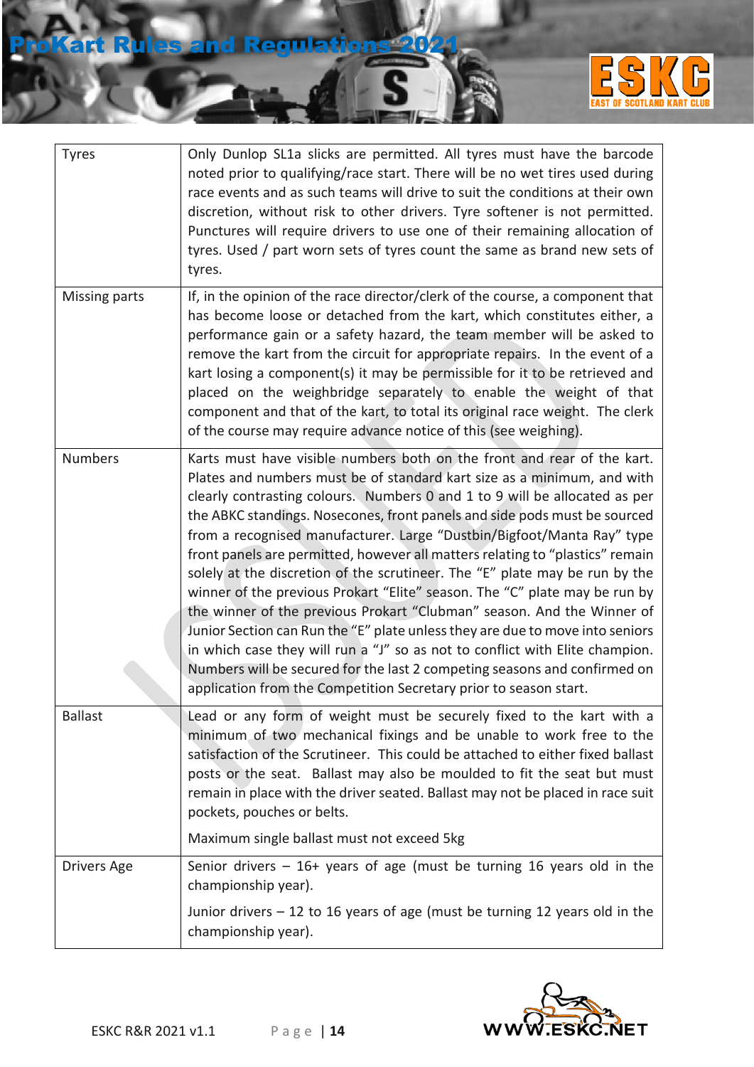| | |
|---|---|
| Tyres | Only Dunlop SL1a slicks are permitted. All tyres must have the barcode noted prior to qualifying/race start. There will be no wet tires used during race events and as such teams will drive to suit the conditions at their own discretion, without risk to other drivers. Tyre softener is not permitted. Punctures will require drivers to use one of their remaining allocation of tyres. Used / part worn sets of tyres count the same as brand new sets of tyres. |
| Missing parts | If, in the opinion of the race director/clerk of the course, a component that has become loose or detached from the kart, which constitutes either, a performance gain or a safety hazard, the team member will be asked to remove the kart from the circuit for appropriate repairs. In the event of a kart losing a component(s) it may be permissible for it to be retrieved and placed on the weighbridge separately to enable the weight of that component and that of the kart, to total its original race weight. The clerk of the course may require advance notice of this (see weighing). |
| Numbers | Karts must have visible numbers both on the front and rear of the kart. Plates and numbers must be of standard kart size as a minimum, and with clearly contrasting colours. Numbers 0 and 1 to 9 will be allocated as per the ABKC standings. Nosecones, front panels and side pods must be sourced from a recognised manufacturer. Large "Dustbin/Bigfoot/Manta Ray" type front panels are permitted, however all matters relating to "plastics" remain solely at the discretion of the scrutineer. The "E" plate may be run by the winner of the previous Prokart "Elite" season. The "C" plate may be run by the winner of the previous Prokart "Clubman" season. And the Winner of Junior Section can Run the "E" plate unless they are due to move into seniors in which case they will run a "J" so as not to conflict with Elite champion. Numbers will be secured for the last 2 competing seasons and confirmed on application from the Competition Secretary prior to season start. |
| Ballast | Lead or any form of weight must be securely fixed to the kart with a minimum of two mechanical fixings and be unable to work free to the satisfaction of the Scrutineer. This could be attached to either fixed ballast posts or the seat. Ballast may also be moulded to fit the seat but must remain in place with the driver seated. Ballast may not be placed in race suit pockets, pouches or belts.<br><br>Maximum single ballast must not exceed 5kg |
| Drivers Age | Senior drivers – 16+ years of age (must be turning 16 years old in the championship year).<br><br>Junior drivers – 12 to 16 years of age (must be turning 12 years old in the championship year). |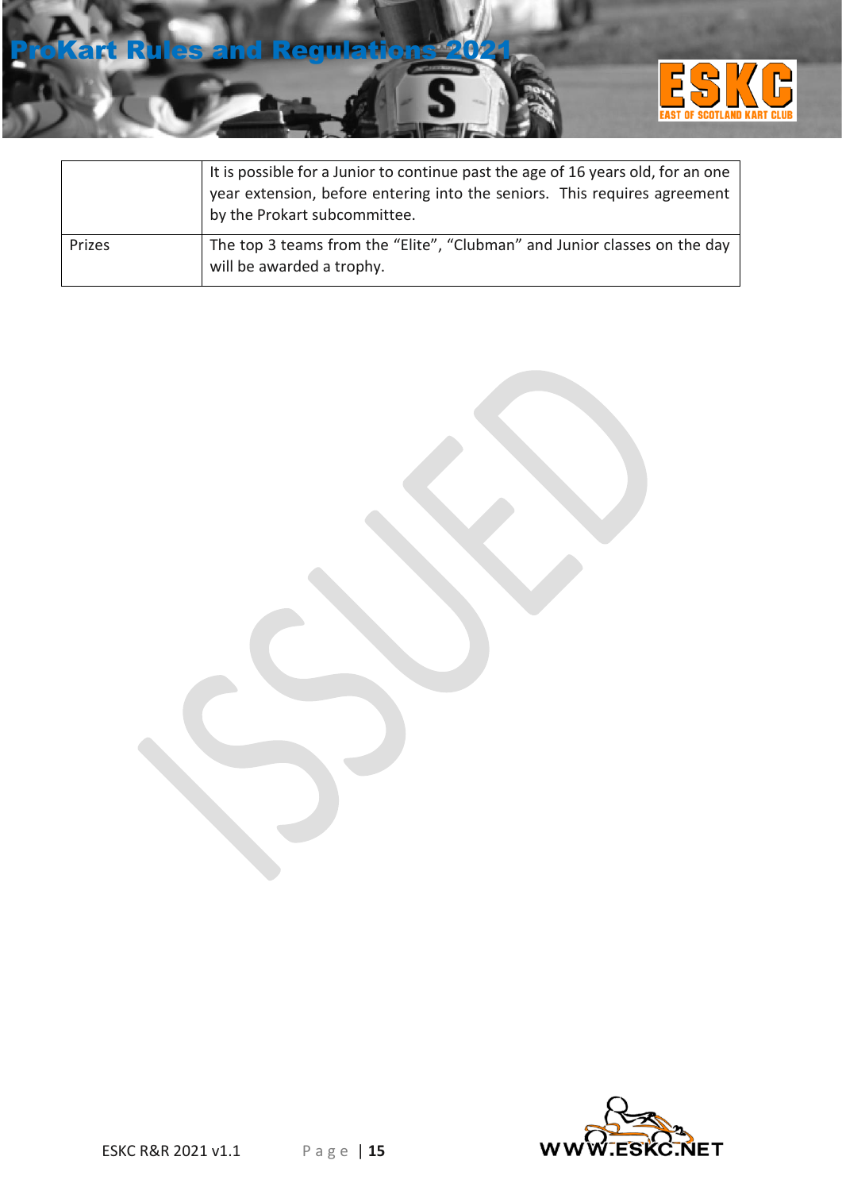|  |  |
|---|---|
|  | It is possible for a Junior to continue past the age of 16 years old, for an one year extension, before entering into the seniors. This requires agreement by the Prokart subcommittee. |
| Prizes | The top 3 teams from the "Elite", "Clubman" and Junior classes on the day will be awarded a trophy. |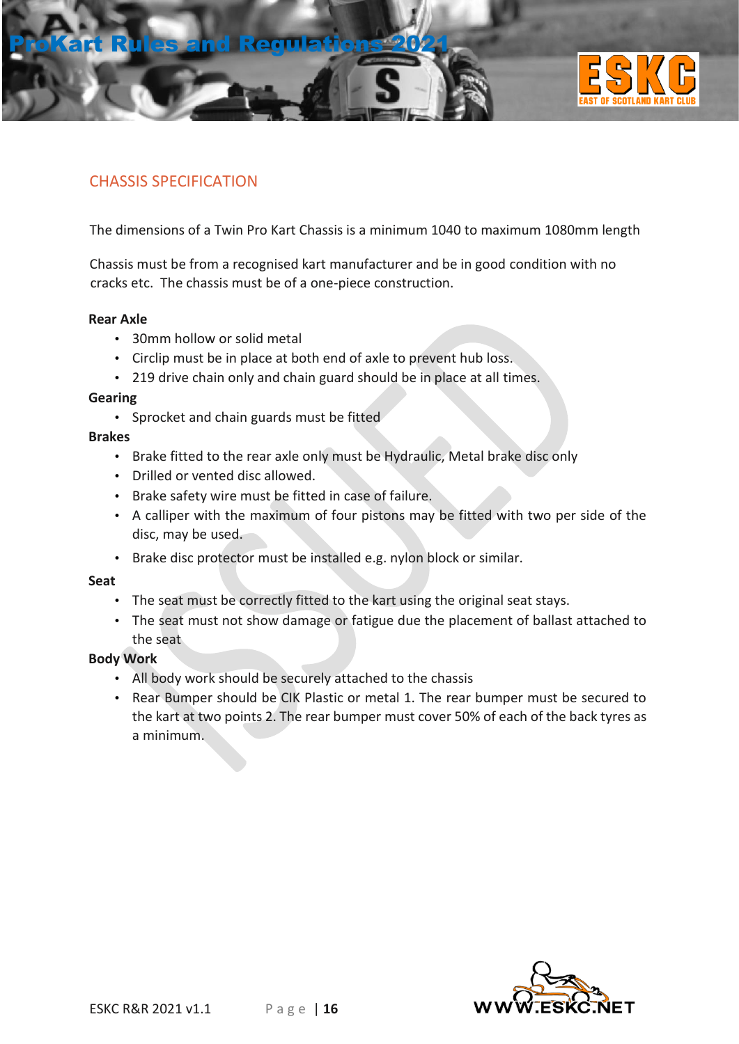## CHASSIS SPECIFICATION

The dimensions of a Twin Pro Kart Chassis is a minimum 1040 to maximum 1080mm length

Chassis must be from a recognised kart manufacturer and be in good condition with no cracks etc. The chassis must be of a one-piece construction.

**Rear Axle**

- 30mm hollow or solid metal
- Circlip must be in place at both end of axle to prevent hub loss.
- 219 drive chain only and chain guard should be in place at all times.

**Gearing**

- Sprocket and chain guards must be fitted

**Brakes**

- Brake fitted to the rear axle only must be Hydraulic, Metal brake disc only
- Drilled or vented disc allowed.
- Brake safety wire must be fitted in case of failure.
- A calliper with the maximum of four pistons may be fitted with two per side of the disc, may be used.
- Brake disc protector must be installed e.g. nylon block or similar.

**Seat**

- The seat must be correctly fitted to the kart using the original seat stays.
- The seat must not show damage or fatigue due the placement of ballast attached to the seat

**Body Work**

- All body work should be securely attached to the chassis
- Rear Bumper should be CIK Plastic or metal 1. The rear bumper must be secured to the kart at two points 2. The rear bumper must cover 50% of each of the back tyres as a minimum.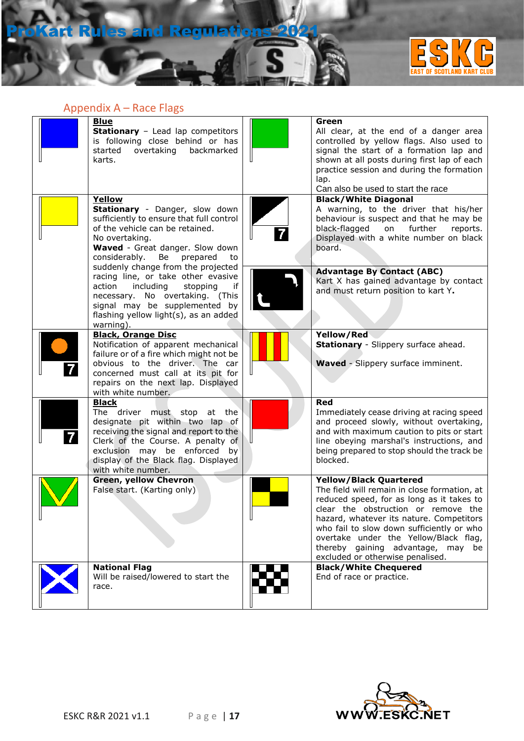## Appendix A – Race Flags

| Flag | Description | Flag | Description |
|---|---|---|---|
| | **Blue**<br>**Stationary** – Lead lap competitors is following close behind or has started overtaking backmarked karts. | | **Green**<br>All clear, at the end of a danger area controlled by yellow flags. Also used to signal the start of a formation lap and shown at all posts during first lap of each practice session and during the formation lap.<br>Can also be used to start the race |
| | **Yellow**<br>**Stationary** - Danger, slow down sufficiently to ensure that full control of the vehicle can be retained.<br>No overtaking.<br>**Waved** - Great danger. Slow down considerably. Be prepared to suddenly change from the projected racing line, or take other evasive action including stopping if necessary. No overtaking. (This signal may be supplemented by flashing yellow light(s), as an added warning). | 7 | **Black/White Diagonal**<br>A warning, to the driver that his/her behaviour is suspect and that he may be black-flagged on further reports. Displayed with a white number on black board. |
| | | | **Advantage By Contact (ABC)**<br>Kart X has gained advantage by contact and must return position to kart Y**.** |
| 7 | **Black, Orange Disc**<br>Notification of apparent mechanical failure or of a fire which might not be obvious to the driver. The car concerned must call at its pit for repairs on the next lap. Displayed with white number. | | **Yellow/Red**<br>**Stationary** - Slippery surface ahead.<br><br>**Waved** - Slippery surface imminent. |
| 7 | **Black**<br>The driver must stop at the designate pit within two lap of receiving the signal and report to the Clerk of the Course. A penalty of exclusion may be enforced by display of the Black flag. Displayed with white number. | | **Red**<br>Immediately cease driving at racing speed and proceed slowly, without overtaking, and with maximum caution to pits or start line obeying marshal's instructions, and being prepared to stop should the track be blocked. |
| | **Green, yellow Chevron**<br>False start. (Karting only) | | **Yellow/Black Quartered**<br>The field will remain in close formation, at reduced speed, for as long as it takes to clear the obstruction or remove the hazard, whatever its nature. Competitors who fail to slow down sufficiently or who overtake under the Yellow/Black flag, thereby gaining advantage, may be excluded or otherwise penalised. |
| | **National Flag**<br>Will be raised/lowered to start the race. | | **Black/White Chequered**<br>End of race or practice. |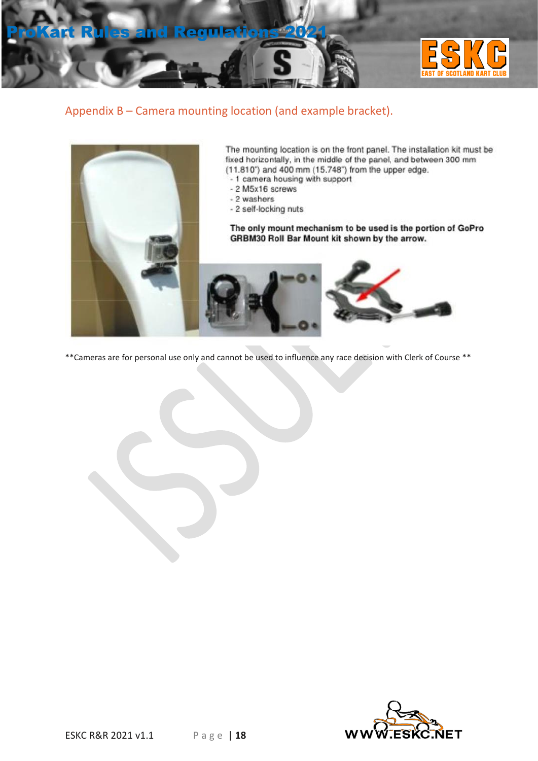## Appendix B – Camera mounting location (and example bracket).

The mounting location is on the front panel. The installation kit must be fixed horizontally, in the middle of the panel, and between 300 mm (11.810") and 400 mm (15.748") from the upper edge.

- 1 camera housing with support
- 2 M5x16 screws
- 2 washers
- 2 self-locking nuts

**The only mount mechanism to be used is the portion of GoPro GRBM30 Roll Bar Mount kit shown by the arrow.**

**Cameras are for personal use only and cannot be used to influence any race decision with Clerk of Course **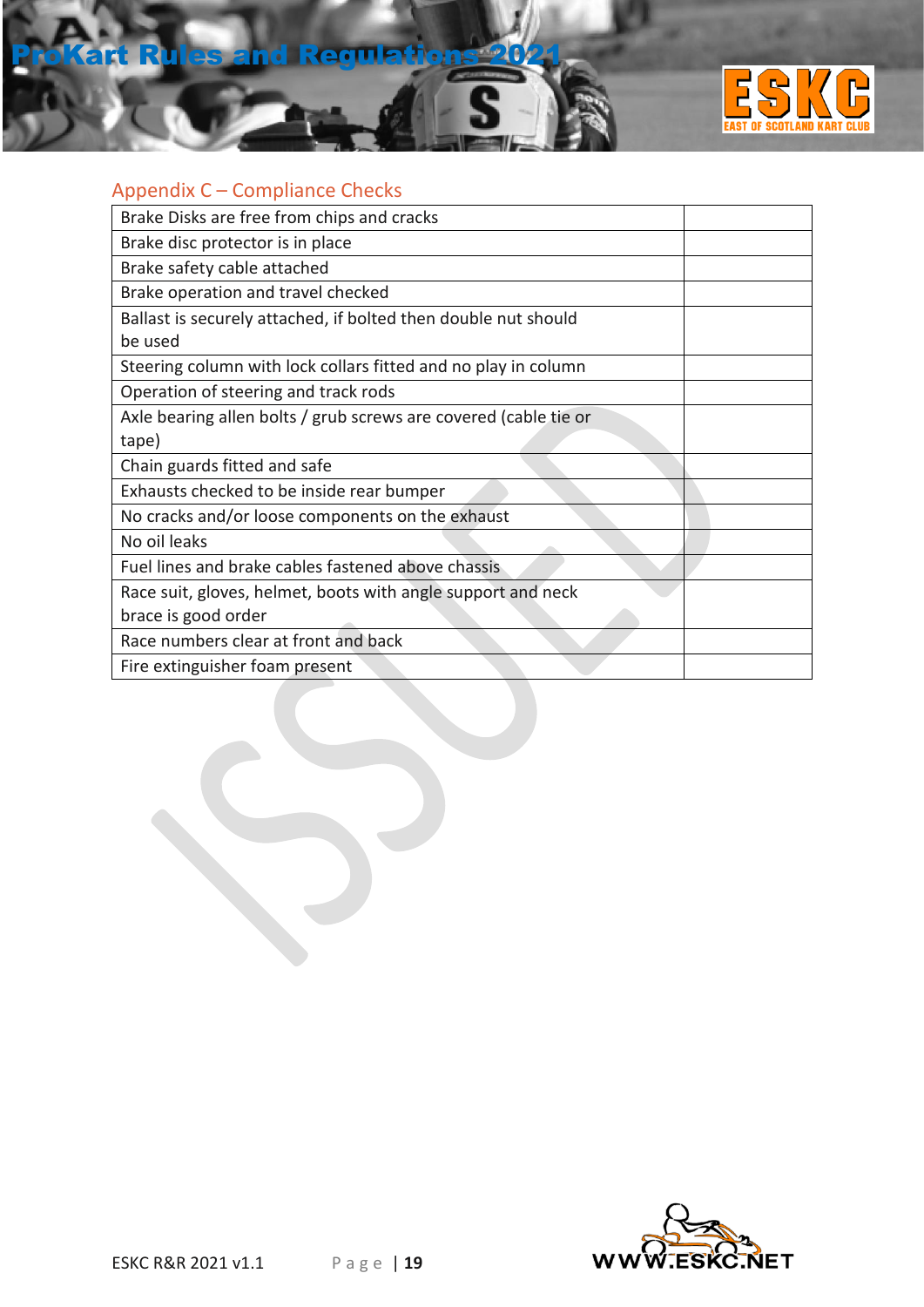## Appendix C – Compliance Checks

| | |
|---|---|
| Brake Disks are free from chips and cracks | |
| Brake disc protector is in place | |
| Brake safety cable attached | |
| Brake operation and travel checked | |
| Ballast is securely attached, if bolted then double nut should be used | |
| Steering column with lock collars fitted and no play in column | |
| Operation of steering and track rods | |
| Axle bearing allen bolts / grub screws are covered (cable tie or tape) | |
| Chain guards fitted and safe | |
| Exhausts checked to be inside rear bumper | |
| No cracks and/or loose components on the exhaust | |
| No oil leaks | |
| Fuel lines and brake cables fastened above chassis | |
| Race suit, gloves, helmet, boots with angle support and neck brace is good order | |
| Race numbers clear at front and back | |
| Fire extinguisher foam present | |